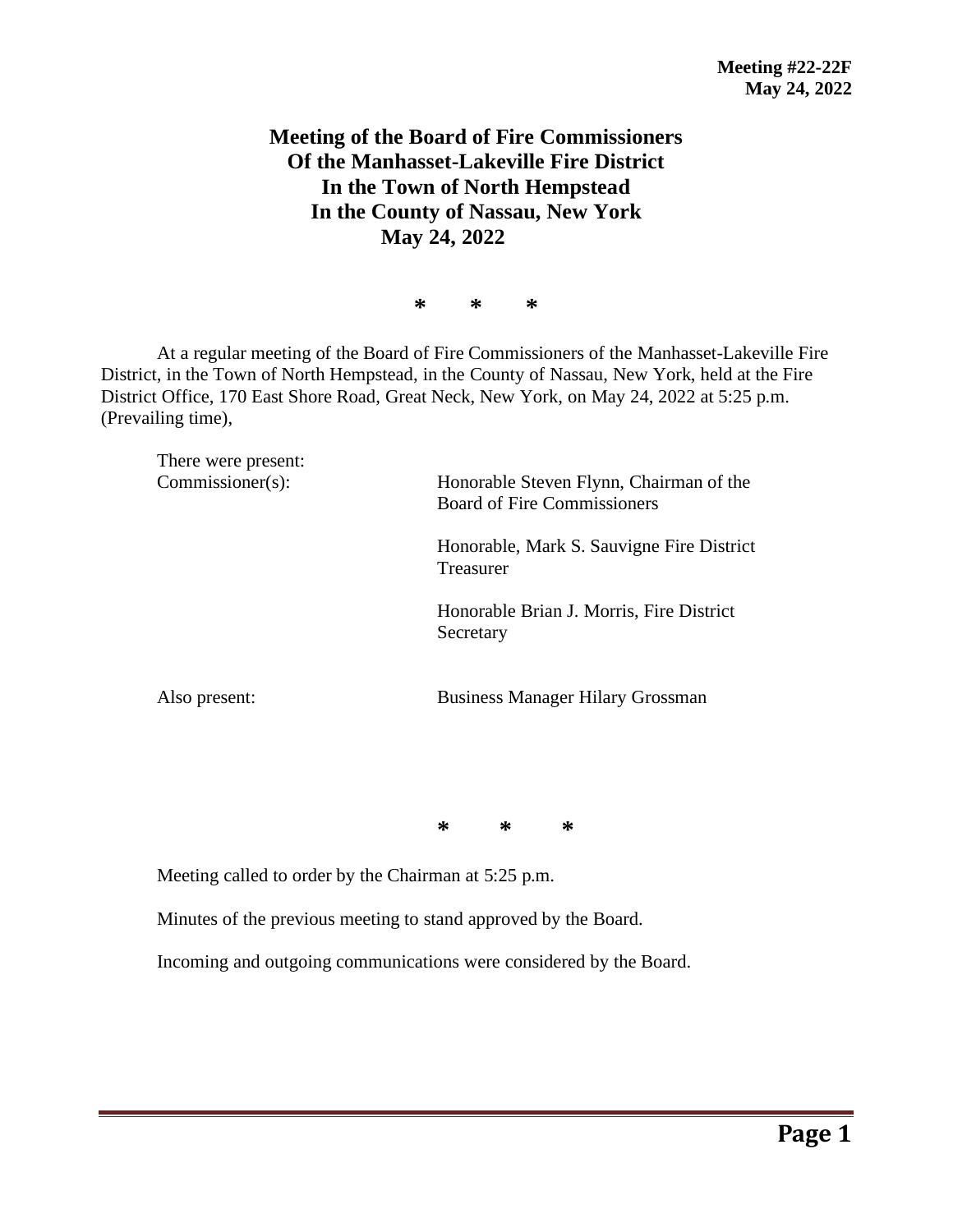**Meeting #22-22F**
**May 24, 2022**

# Meeting of the Board of Fire Commissioners
# Of the Manhasset-Lakeville Fire District
# In the Town of North Hempstead
# In the County of Nassau, New York
# May 24, 2022

\* \* \*

At a regular meeting of the Board of Fire Commissioners of the Manhasset-Lakeville Fire District, in the Town of North Hempstead, in the County of Nassau, New York, held at the Fire District Office, 170 East Shore Road, Great Neck, New York, on May 24, 2022 at 5:25 p.m. (Prevailing time),

There were present:

| | |
|---|---|
| Commissioner(s): | Honorable Steven Flynn, Chairman of the Board of Fire Commissioners |
| | Honorable, Mark S. Sauvigne Fire District Treasurer |
| | Honorable Brian J. Morris, Fire District Secretary |
| Also present: | Business Manager Hilary Grossman |

\* \* \*

Meeting called to order by the Chairman at 5:25 p.m.

Minutes of the previous meeting to stand approved by the Board.

Incoming and outgoing communications were considered by the Board.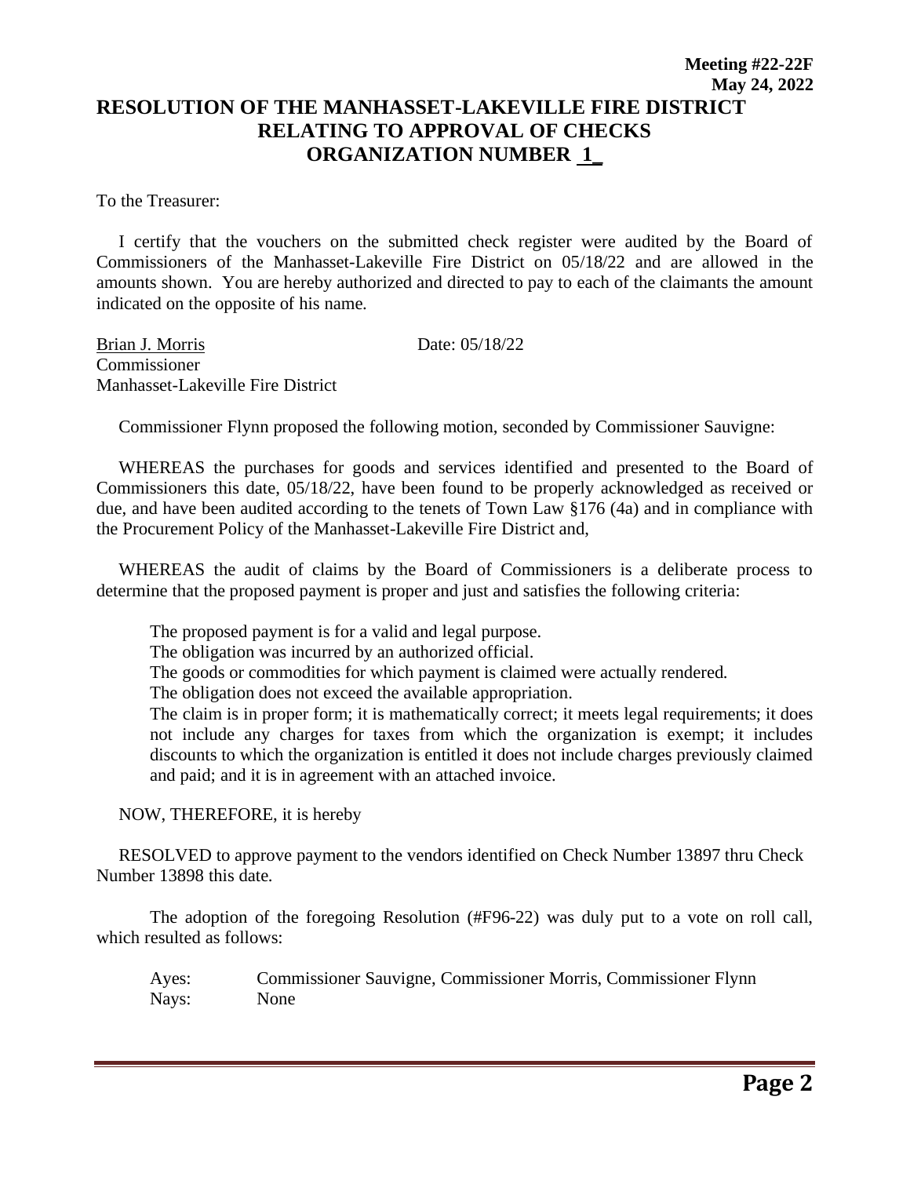**Meeting #22-22F**
**May 24, 2022**

# RESOLUTION OF THE MANHASSET-LAKEVILLE FIRE DISTRICT RELATING TO APPROVAL OF CHECKS ORGANIZATION NUMBER 1_

To the Treasurer:

I certify that the vouchers on the submitted check register were audited by the Board of Commissioners of the Manhasset-Lakeville Fire District on 05/18/22 and are allowed in the amounts shown. You are hereby authorized and directed to pay to each of the claimants the amount indicated on the opposite of his name.

Brian J. Morris Date: 05/18/22
Commissioner
Manhasset-Lakeville Fire District

Commissioner Flynn proposed the following motion, seconded by Commissioner Sauvigne:

WHEREAS the purchases for goods and services identified and presented to the Board of Commissioners this date, 05/18/22, have been found to be properly acknowledged as received or due, and have been audited according to the tenets of Town Law §176 (4a) and in compliance with the Procurement Policy of the Manhasset-Lakeville Fire District and,

WHEREAS the audit of claims by the Board of Commissioners is a deliberate process to determine that the proposed payment is proper and just and satisfies the following criteria:

The proposed payment is for a valid and legal purpose.
The obligation was incurred by an authorized official.
The goods or commodities for which payment is claimed were actually rendered.
The obligation does not exceed the available appropriation.
The claim is in proper form; it is mathematically correct; it meets legal requirements; it does not include any charges for taxes from which the organization is exempt; it includes discounts to which the organization is entitled it does not include charges previously claimed and paid; and it is in agreement with an attached invoice.

NOW, THEREFORE, it is hereby

RESOLVED to approve payment to the vendors identified on Check Number 13897 thru Check Number 13898 this date.

The adoption of the foregoing Resolution (#F96-22) was duly put to a vote on roll call, which resulted as follows:

Ayes: Commissioner Sauvigne, Commissioner Morris, Commissioner Flynn
Nays: None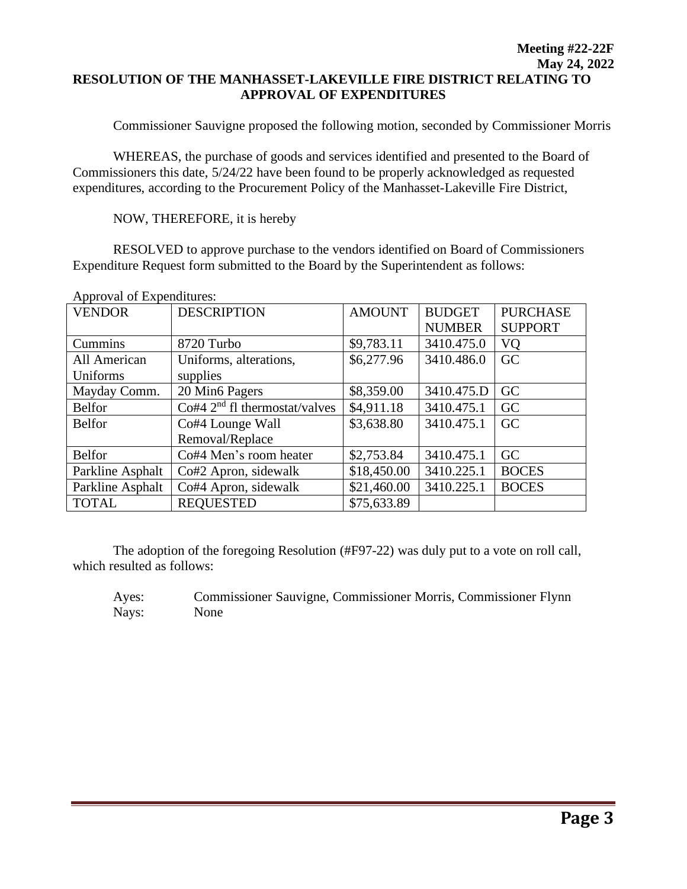**Meeting #22-22F**
**May 24, 2022**

**RESOLUTION OF THE MANHASSET-LAKEVILLE FIRE DISTRICT RELATING TO APPROVAL OF EXPENDITURES**

Commissioner Sauvigne proposed the following motion, seconded by Commissioner Morris

WHEREAS, the purchase of goods and services identified and presented to the Board of Commissioners this date, 5/24/22 have been found to be properly acknowledged as requested expenditures, according to the Procurement Policy of the Manhasset-Lakeville Fire District,

NOW, THEREFORE, it is hereby

RESOLVED to approve purchase to the vendors identified on Board of Commissioners Expenditure Request form submitted to the Board by the Superintendent as follows:

Approval of Expenditures:

| VENDOR | DESCRIPTION | AMOUNT | BUDGET NUMBER | PURCHASE SUPPORT |
|---|---|---|---|---|
| Cummins | 8720 Turbo | $9,783.11 | 3410.475.0 | VQ |
| All American Uniforms | Uniforms, alterations, supplies | $6,277.96 | 3410.486.0 | GC |
| Mayday Comm. | 20 Min6 Pagers | $8,359.00 | 3410.475.D | GC |
| Belfor | Co#4 2nd fl thermostat/valves | $4,911.18 | 3410.475.1 | GC |
| Belfor | Co#4 Lounge Wall Removal/Replace | $3,638.80 | 3410.475.1 | GC |
| Belfor | Co#4 Men's room heater | $2,753.84 | 3410.475.1 | GC |
| Parkline Asphalt | Co#2 Apron, sidewalk | $18,450.00 | 3410.225.1 | BOCES |
| Parkline Asphalt | Co#4 Apron, sidewalk | $21,460.00 | 3410.225.1 | BOCES |
| TOTAL | REQUESTED | $75,633.89 | | |

The adoption of the foregoing Resolution (#F97-22) was duly put to a vote on roll call, which resulted as follows:

Ayes: Commissioner Sauvigne, Commissioner Morris, Commissioner Flynn
Nays: None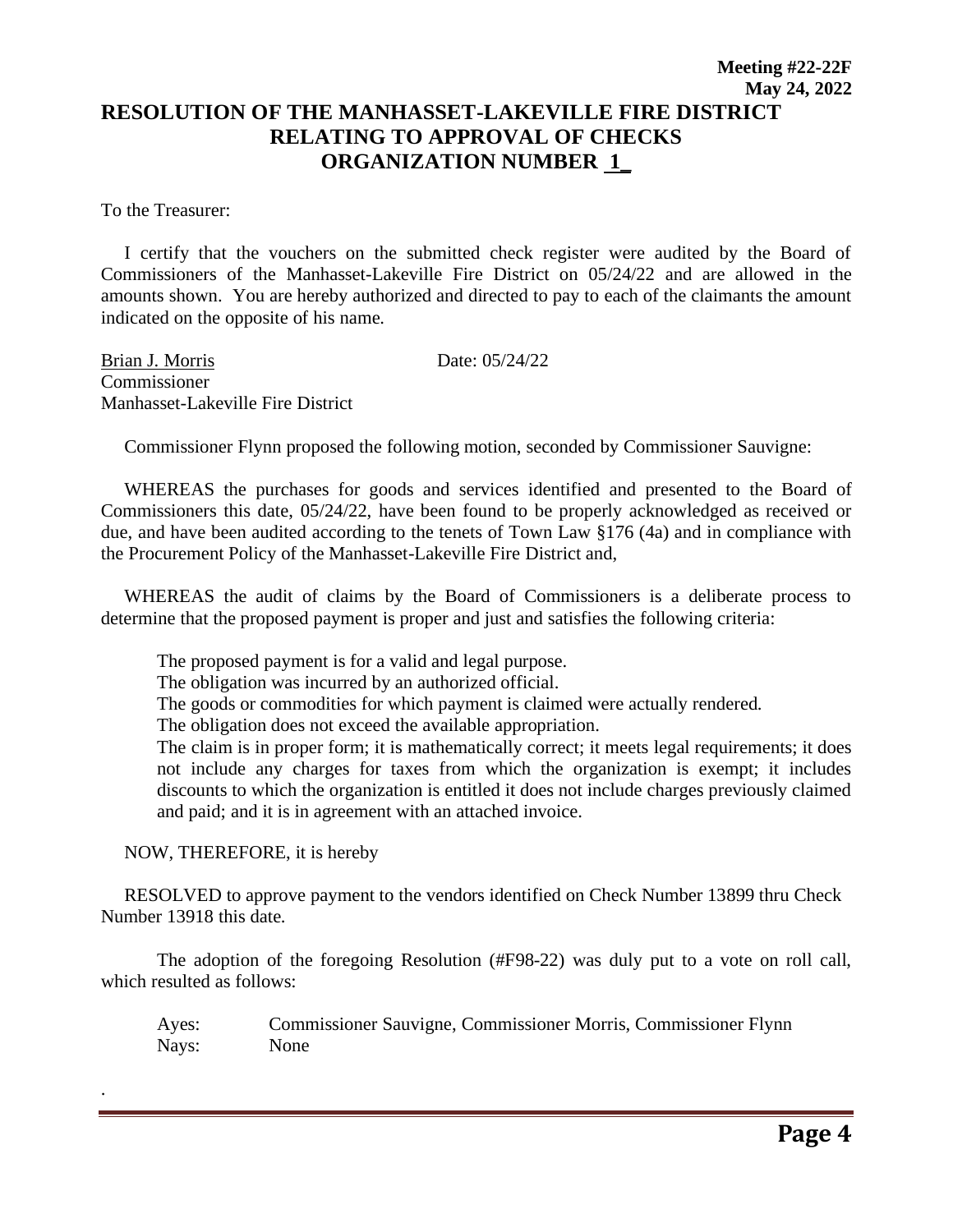**Meeting #22-22F**
**May 24, 2022**

# RESOLUTION OF THE MANHASSET-LAKEVILLE FIRE DISTRICT RELATING TO APPROVAL OF CHECKS ORGANIZATION NUMBER 1

To the Treasurer:

I certify that the vouchers on the submitted check register were audited by the Board of Commissioners of the Manhasset-Lakeville Fire District on 05/24/22 and are allowed in the amounts shown. You are hereby authorized and directed to pay to each of the claimants the amount indicated on the opposite of his name.

Brian J. Morris Date: 05/24/22
Commissioner
Manhasset-Lakeville Fire District

Commissioner Flynn proposed the following motion, seconded by Commissioner Sauvigne:

WHEREAS the purchases for goods and services identified and presented to the Board of Commissioners this date, 05/24/22, have been found to be properly acknowledged as received or due, and have been audited according to the tenets of Town Law §176 (4a) and in compliance with the Procurement Policy of the Manhasset-Lakeville Fire District and,

WHEREAS the audit of claims by the Board of Commissioners is a deliberate process to determine that the proposed payment is proper and just and satisfies the following criteria:

The proposed payment is for a valid and legal purpose.
The obligation was incurred by an authorized official.
The goods or commodities for which payment is claimed were actually rendered.
The obligation does not exceed the available appropriation.
The claim is in proper form; it is mathematically correct; it meets legal requirements; it does not include any charges for taxes from which the organization is exempt; it includes discounts to which the organization is entitled it does not include charges previously claimed and paid; and it is in agreement with an attached invoice.

NOW, THEREFORE, it is hereby

RESOLVED to approve payment to the vendors identified on Check Number 13899 thru Check Number 13918 this date.

The adoption of the foregoing Resolution (#F98-22) was duly put to a vote on roll call, which resulted as follows:

Ayes: Commissioner Sauvigne, Commissioner Morris, Commissioner Flynn
Nays: None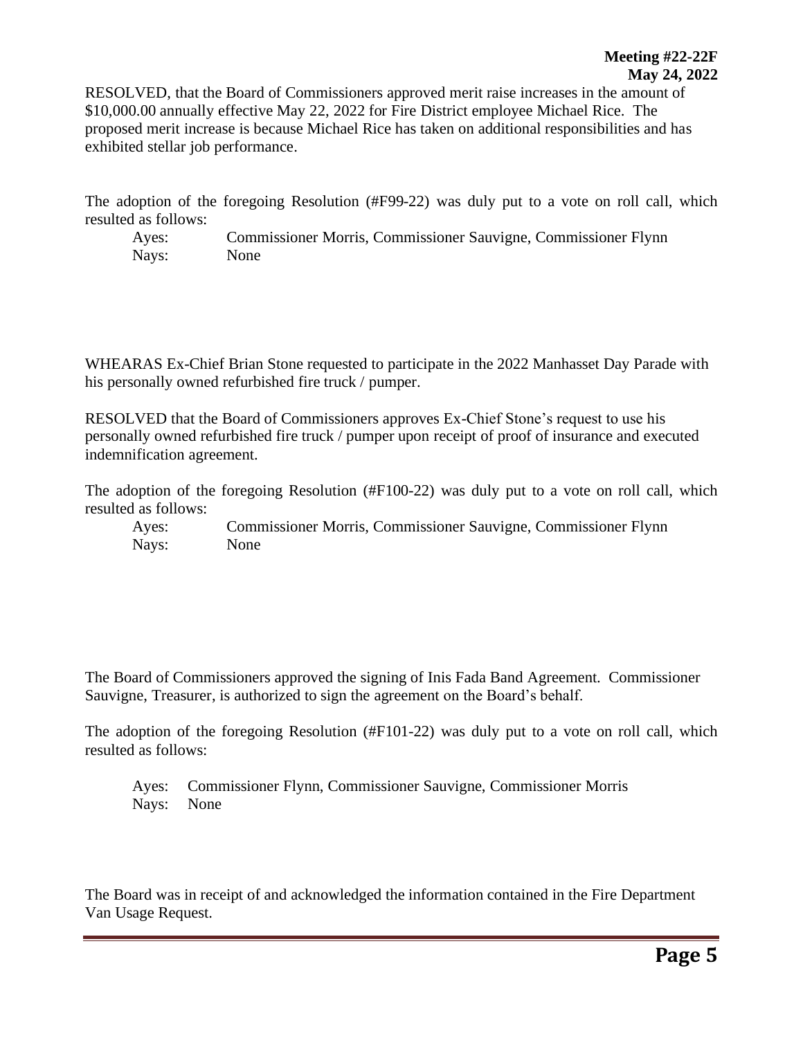RESOLVED, that the Board of Commissioners approved merit raise increases in the amount of $10,000.00 annually effective May 22, 2022 for Fire District employee Michael Rice. The proposed merit increase is because Michael Rice has taken on additional responsibilities and has exhibited stellar job performance.

The adoption of the foregoing Resolution (#F99-22) was duly put to a vote on roll call, which resulted as follows:

Ayes: Commissioner Morris, Commissioner Sauvigne, Commissioner Flynn
Nays: None

WHEARAS Ex-Chief Brian Stone requested to participate in the 2022 Manhasset Day Parade with his personally owned refurbished fire truck / pumper.

RESOLVED that the Board of Commissioners approves Ex-Chief Stone's request to use his personally owned refurbished fire truck / pumper upon receipt of proof of insurance and executed indemnification agreement.

The adoption of the foregoing Resolution (#F100-22) was duly put to a vote on roll call, which resulted as follows:

Ayes: Commissioner Morris, Commissioner Sauvigne, Commissioner Flynn
Nays: None

The Board of Commissioners approved the signing of Inis Fada Band Agreement. Commissioner Sauvigne, Treasurer, is authorized to sign the agreement on the Board's behalf.

The adoption of the foregoing Resolution (#F101-22) was duly put to a vote on roll call, which resulted as follows:

Ayes: Commissioner Flynn, Commissioner Sauvigne, Commissioner Morris
Nays: None

The Board was in receipt of and acknowledged the information contained in the Fire Department Van Usage Request.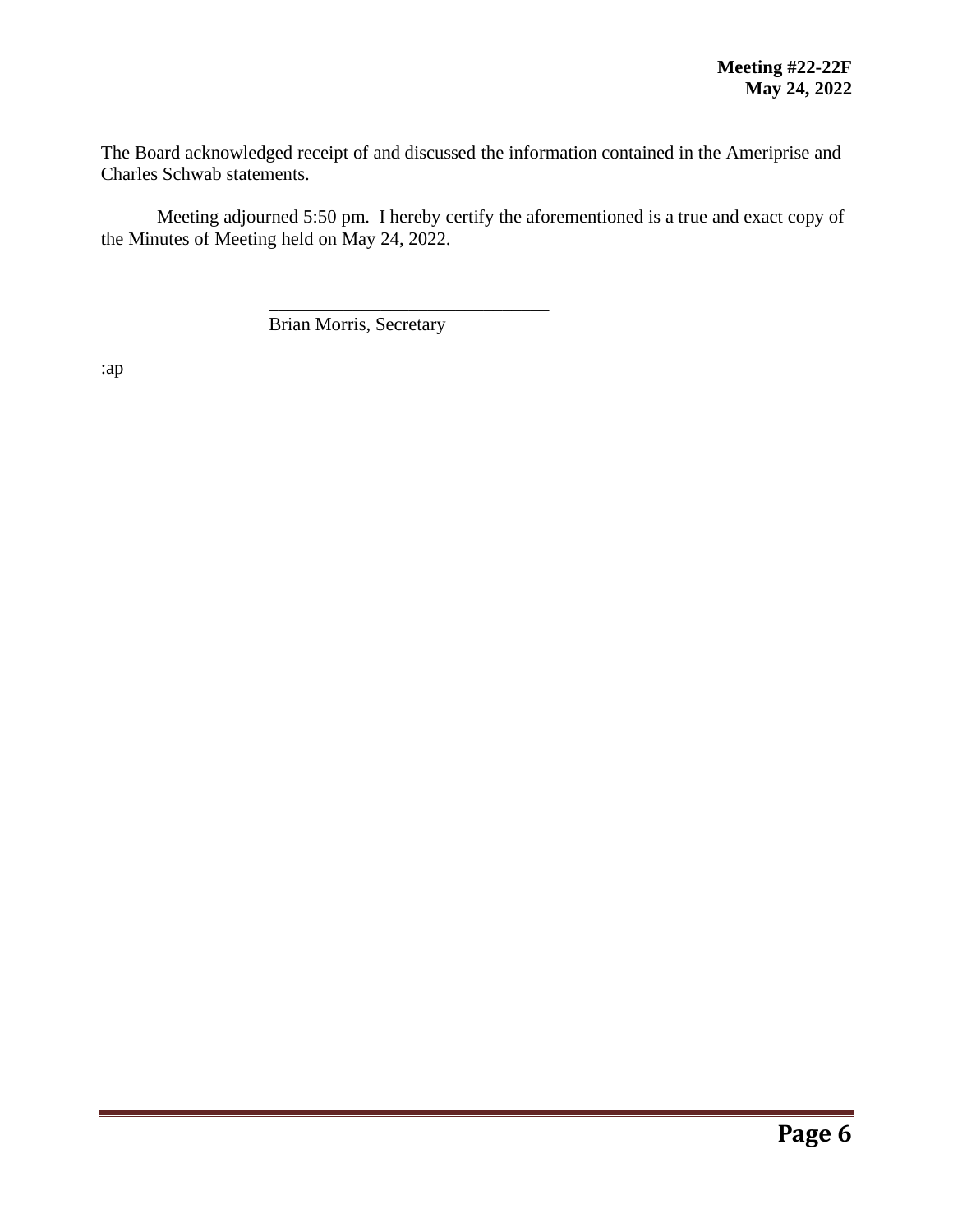The Board acknowledged receipt of and discussed the information contained in the Ameriprise and Charles Schwab statements.

Meeting adjourned 5:50 pm. I hereby certify the aforementioned is a true and exact copy of the Minutes of Meeting held on May 24, 2022.

______________________________

Brian Morris, Secretary

:ap